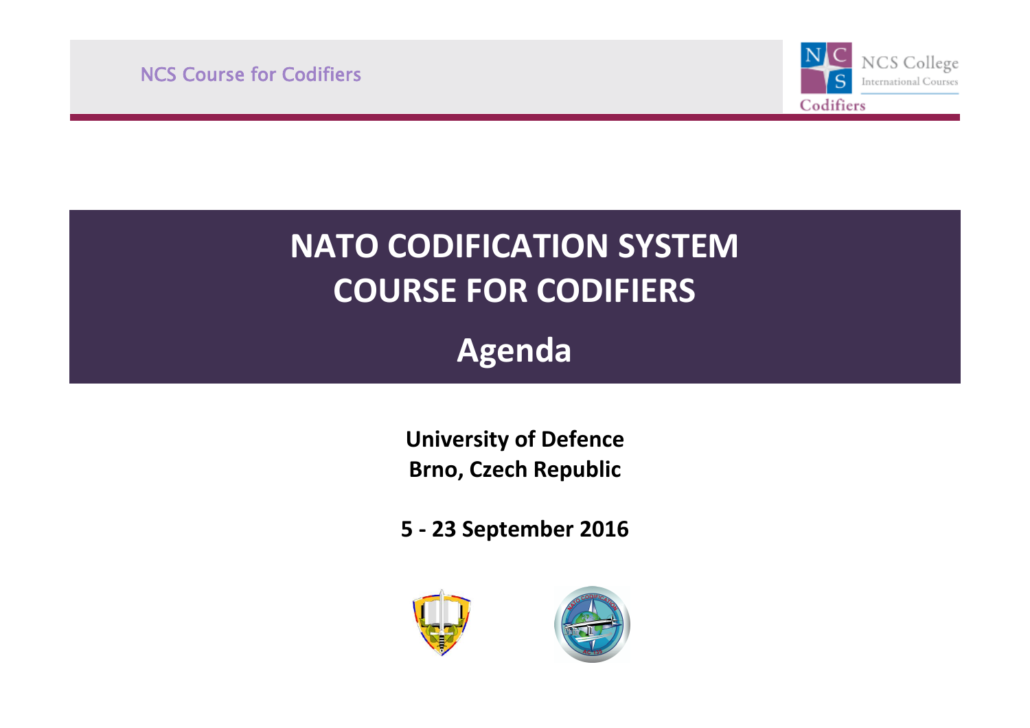# NATO CODIFICATION SYSTEM
# COURSE FOR CODIFIERS

## Agenda

**University of Defence**
**Brno, Czech Republic**

**5 - 23 September 2016**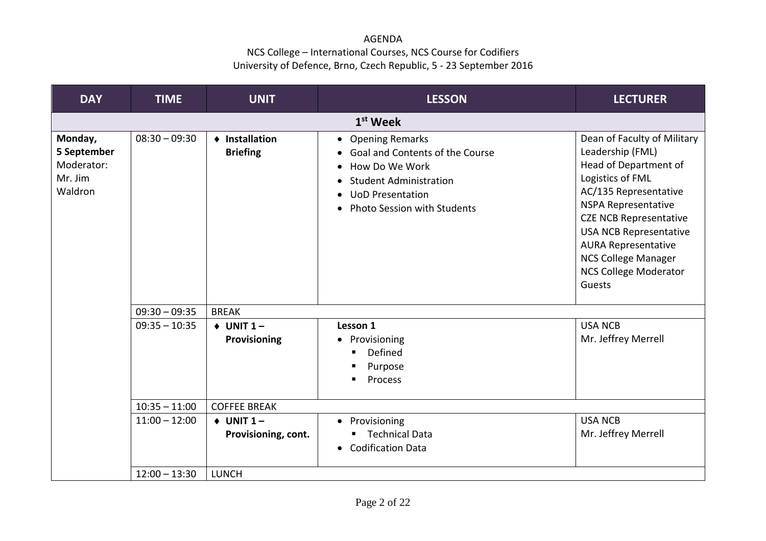AGENDA

NCS College – International Courses, NCS Course for Codifiers

University of Defence, Brno, Czech Republic, 5 - 23 September 2016

| DAY | TIME | UNIT | LESSON | LECTURER |
|---|---|---|---|---|
| **1st Week** | | | | |
| **Monday, 5 September** Moderator: Mr. Jim Waldron | 08:30 – 09:30 | ♦ **Installation Briefing** | • Opening Remarks<br>• Goal and Contents of the Course<br>• How Do We Work<br>• Student Administration<br>• UoD Presentation<br>• Photo Session with Students | Dean of Faculty of Military Leadership (FML)<br>Head of Department of Logistics of FML<br>AC/135 Representative<br>NSPA Representative<br>CZE NCB Representative<br>USA NCB Representative<br>AURA Representative<br>NCS College Manager<br>NCS College Moderator<br>Guests |
| | 09:30 – 09:35 | BREAK | | |
| | 09:35 – 10:35 | ♦ **UNIT 1 – Provisioning** | **Lesson 1**<br>• Provisioning<br>▪ Defined<br>▪ Purpose<br>▪ Process | USA NCB<br>Mr. Jeffrey Merrell |
| | 10:35 – 11:00 | COFFEE BREAK | | |
| | 11:00 – 12:00 | ♦ **UNIT 1 – Provisioning, cont.** | • Provisioning<br>▪ Technical Data<br>• Codification Data | USA NCB<br>Mr. Jeffrey Merrell |
| | 12:00 – 13:30 | LUNCH | | |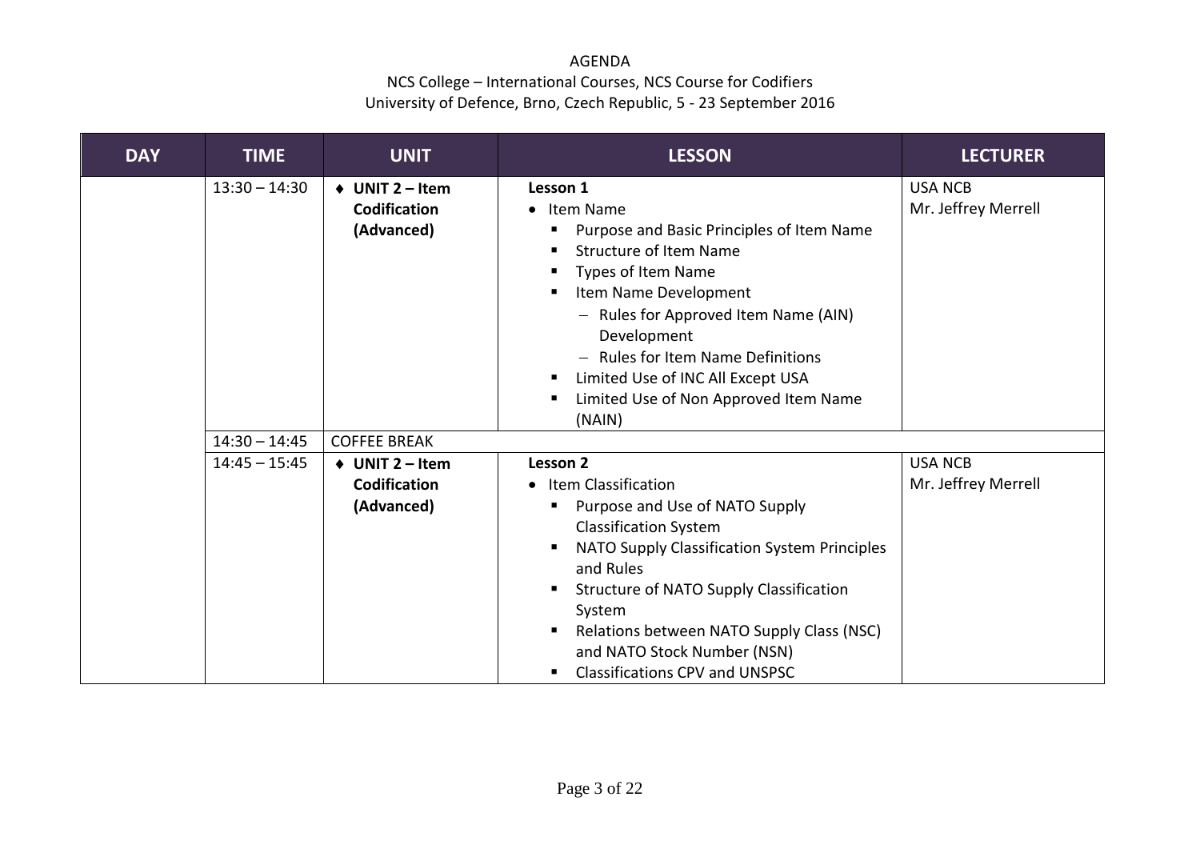AGENDA

NCS College – International Courses, NCS Course for Codifiers

University of Defence, Brno, Czech Republic, 5 - 23 September 2016

| DAY | TIME | UNIT | LESSON | LECTURER |
|---|---|---|---|---|
| | 13:30 – 14:30 | ♦ **UNIT 2 – Item Codification (Advanced)** | **Lesson 1**<br>• Item Name<br>▪ Purpose and Basic Principles of Item Name<br>▪ Structure of Item Name<br>▪ Types of Item Name<br>▪ Item Name Development<br>– Rules for Approved Item Name (AIN) Development<br>– Rules for Item Name Definitions<br>▪ Limited Use of INC All Except USA<br>▪ Limited Use of Non Approved Item Name (NAIN) | USA NCB<br>Mr. Jeffrey Merrell |
| | 14:30 – 14:45 | COFFEE BREAK | | |
| | 14:45 – 15:45 | ♦ **UNIT 2 – Item Codification (Advanced)** | **Lesson 2**<br>• Item Classification<br>▪ Purpose and Use of NATO Supply Classification System<br>▪ NATO Supply Classification System Principles and Rules<br>▪ Structure of NATO Supply Classification System<br>▪ Relations between NATO Supply Class (NSC) and NATO Stock Number (NSN)<br>▪ Classifications CPV and UNSPSC | USA NCB<br>Mr. Jeffrey Merrell |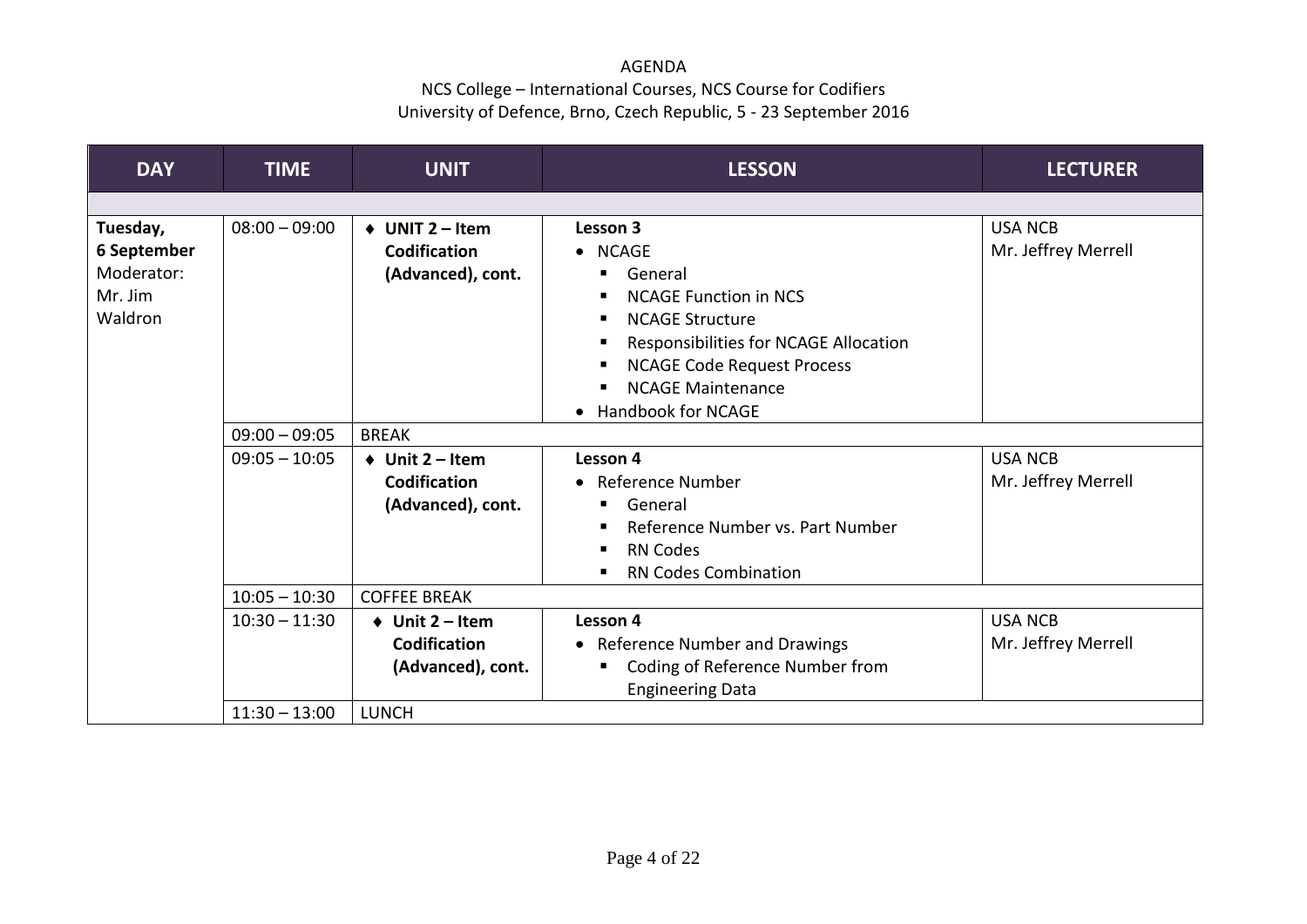AGENDA

NCS College – International Courses, NCS Course for Codifiers

University of Defence, Brno, Czech Republic, 5 - 23 September 2016

| DAY | TIME | UNIT | LESSON | LECTURER |
|---|---|---|---|---|
| | | | | |
| **Tuesday, 6 September** Moderator: Mr. Jim Waldron | 08:00 – 09:00 | ♦ **UNIT 2 – Item Codification (Advanced), cont.** | **Lesson 3**<br>• NCAGE<br>▪ General<br>▪ NCAGE Function in NCS<br>▪ NCAGE Structure<br>▪ Responsibilities for NCAGE Allocation<br>▪ NCAGE Code Request Process<br>▪ NCAGE Maintenance<br>• Handbook for NCAGE | USA NCB<br>Mr. Jeffrey Merrell |
| | 09:00 – 09:05 | BREAK | | |
| | 09:05 – 10:05 | ♦ **Unit 2 – Item Codification (Advanced), cont.** | **Lesson 4**<br>• Reference Number<br>▪ General<br>▪ Reference Number vs. Part Number<br>▪ RN Codes<br>▪ RN Codes Combination | USA NCB<br>Mr. Jeffrey Merrell |
| | 10:05 – 10:30 | COFFEE BREAK | | |
| | 10:30 – 11:30 | ♦ **Unit 2 – Item Codification (Advanced), cont.** | **Lesson 4**<br>• Reference Number and Drawings<br>▪ Coding of Reference Number from Engineering Data | USA NCB<br>Mr. Jeffrey Merrell |
| | 11:30 – 13:00 | LUNCH | | |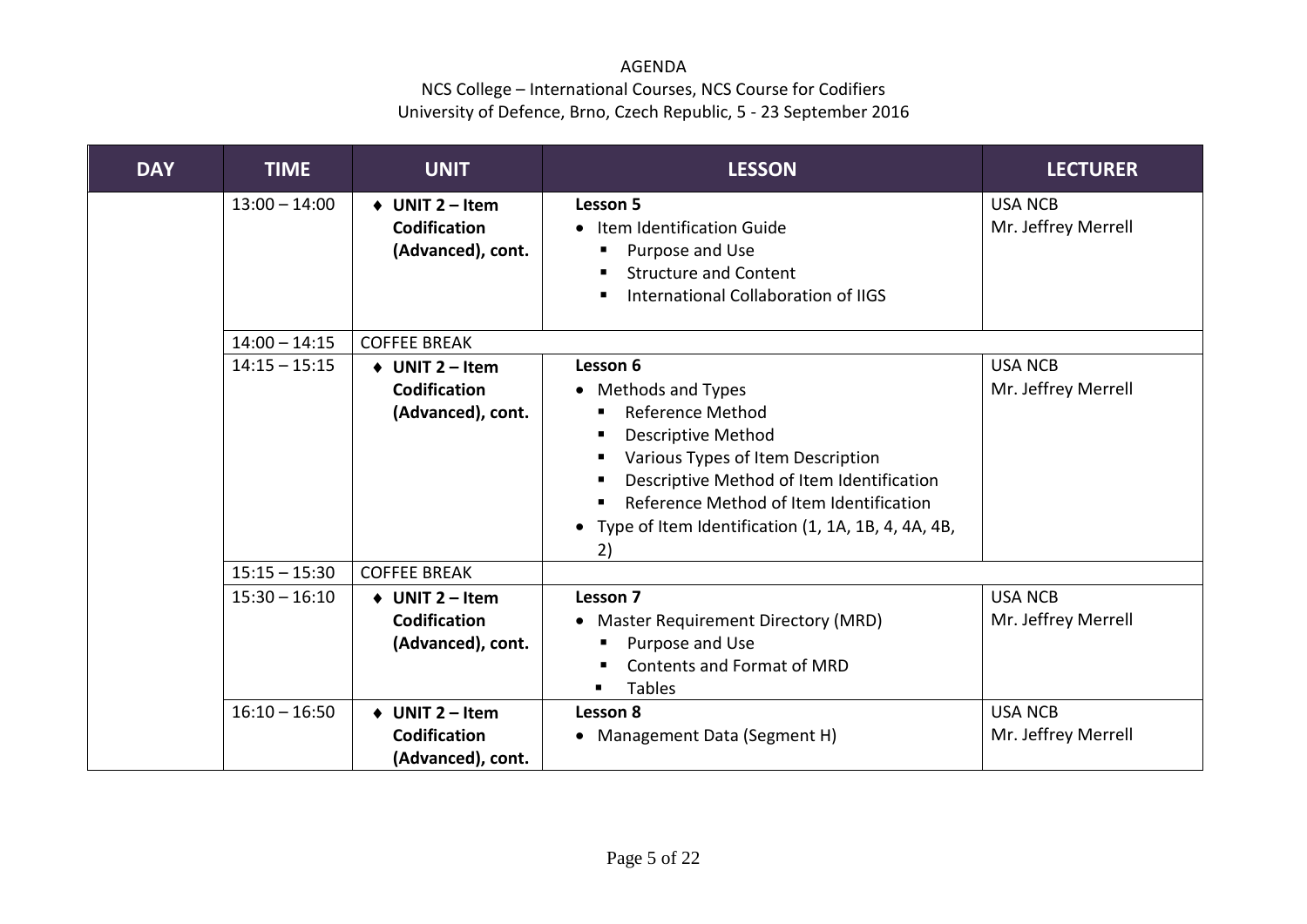AGENDA

NCS College – International Courses, NCS Course for Codifiers

University of Defence, Brno, Czech Republic, 5 - 23 September 2016

| DAY | TIME | UNIT | LESSON | LECTURER |
|---|---|---|---|---|
| | 13:00 – 14:00 | ♦ **UNIT 2 – Item Codification (Advanced), cont.** | **Lesson 5**<br>• Item Identification Guide<br>▪ Purpose and Use<br>▪ Structure and Content<br>▪ International Collaboration of IIGS | USA NCB<br>Mr. Jeffrey Merrell |
| | 14:00 – 14:15 | COFFEE BREAK | | |
| | 14:15 – 15:15 | ♦ **UNIT 2 – Item Codification (Advanced), cont.** | **Lesson 6**<br>• Methods and Types<br>▪ Reference Method<br>▪ Descriptive Method<br>▪ Various Types of Item Description<br>▪ Descriptive Method of Item Identification<br>▪ Reference Method of Item Identification<br>• Type of Item Identification (1, 1A, 1B, 4, 4A, 4B, 2) | USA NCB<br>Mr. Jeffrey Merrell |
| | 15:15 – 15:30 | COFFEE BREAK | | |
| | 15:30 – 16:10 | ♦ **UNIT 2 – Item Codification (Advanced), cont.** | **Lesson 7**<br>• Master Requirement Directory (MRD)<br>▪ Purpose and Use<br>▪ Contents and Format of MRD<br>▪ Tables | USA NCB<br>Mr. Jeffrey Merrell |
| | 16:10 – 16:50 | ♦ **UNIT 2 – Item Codification (Advanced), cont.** | **Lesson 8**<br>• Management Data (Segment H) | USA NCB<br>Mr. Jeffrey Merrell |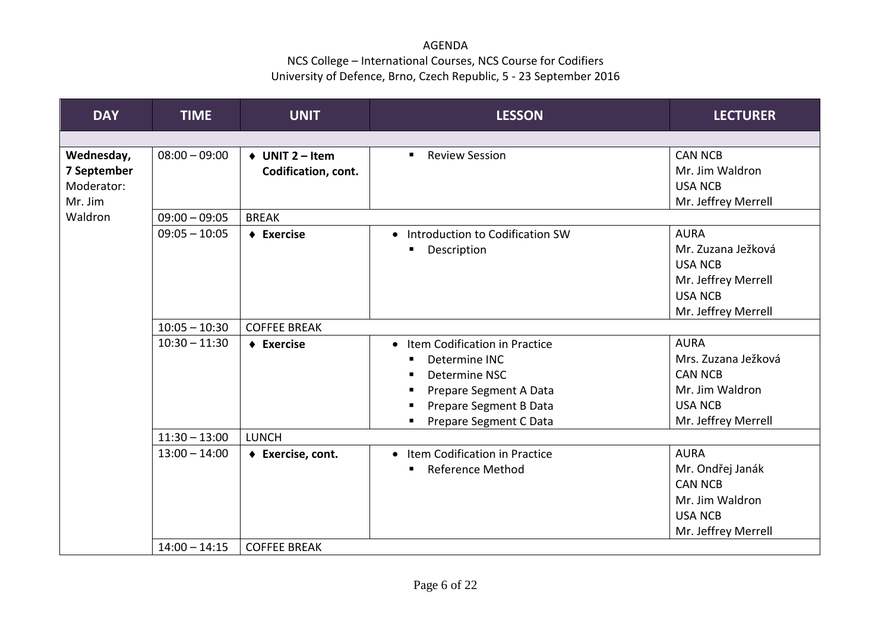AGENDA
NCS College – International Courses, NCS Course for Codifiers
University of Defence, Brno, Czech Republic, 5 - 23 September 2016

| DAY | TIME | UNIT | LESSON | LECTURER |
|---|---|---|---|---|
| | | | | |
| **Wednesday, 7 September** Moderator: Mr. Jim Waldron | 08:00 – 09:00 | ♦ **UNIT 2 – Item Codification, cont.** | ▪ Review Session | CAN NCB<br>Mr. Jim Waldron<br>USA NCB<br>Mr. Jeffrey Merrell |
| | 09:00 – 09:05 | BREAK | | |
| | 09:05 – 10:05 | ♦ **Exercise** | • Introduction to Codification SW<br>▪ Description | AURA<br>Mr. Zuzana Ježková<br>USA NCB<br>Mr. Jeffrey Merrell<br>USA NCB<br>Mr. Jeffrey Merrell |
| | 10:05 – 10:30 | COFFEE BREAK | | |
| | 10:30 – 11:30 | ♦ **Exercise** | • Item Codification in Practice<br>▪ Determine INC<br>▪ Determine NSC<br>▪ Prepare Segment A Data<br>▪ Prepare Segment B Data<br>▪ Prepare Segment C Data | AURA<br>Mrs. Zuzana Ježková<br>CAN NCB<br>Mr. Jim Waldron<br>USA NCB<br>Mr. Jeffrey Merrell |
| | 11:30 – 13:00 | LUNCH | | |
| | 13:00 – 14:00 | ♦ **Exercise, cont.** | • Item Codification in Practice<br>▪ Reference Method | AURA<br>Mr. Ondřej Janák<br>CAN NCB<br>Mr. Jim Waldron<br>USA NCB<br>Mr. Jeffrey Merrell |
| | 14:00 – 14:15 | COFFEE BREAK | | |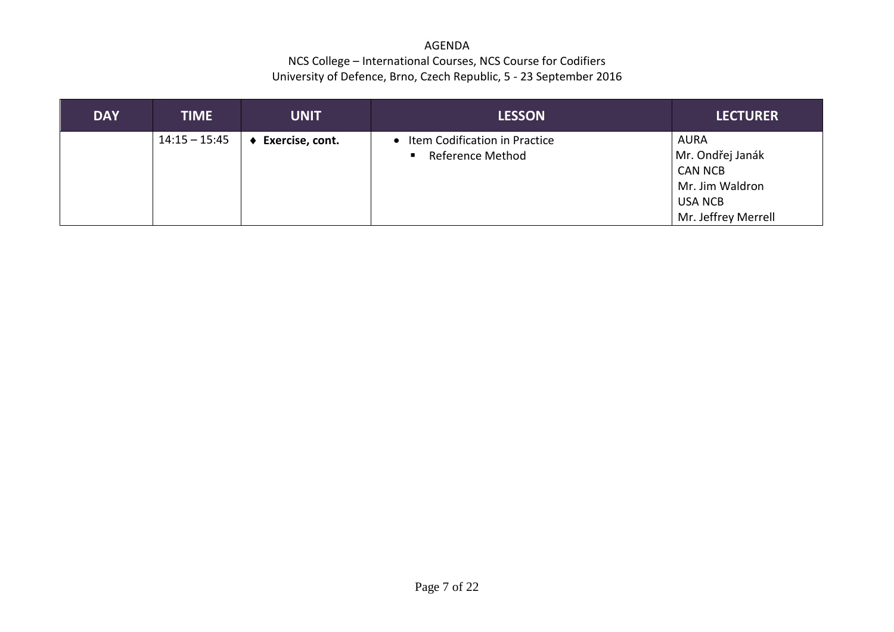AGENDA

NCS College – International Courses, NCS Course for Codifiers

University of Defence, Brno, Czech Republic, 5 - 23 September 2016

| DAY | TIME | UNIT | LESSON | LECTURER |
|---|---|---|---|---|
| | 14:15 – 15:45 | ♦ **Exercise, cont.** | • Item Codification in Practice<br>▪ Reference Method | AURA<br>Mr. Ondřej Janák<br>CAN NCB<br>Mr. Jim Waldron<br>USA NCB<br>Mr. Jeffrey Merrell |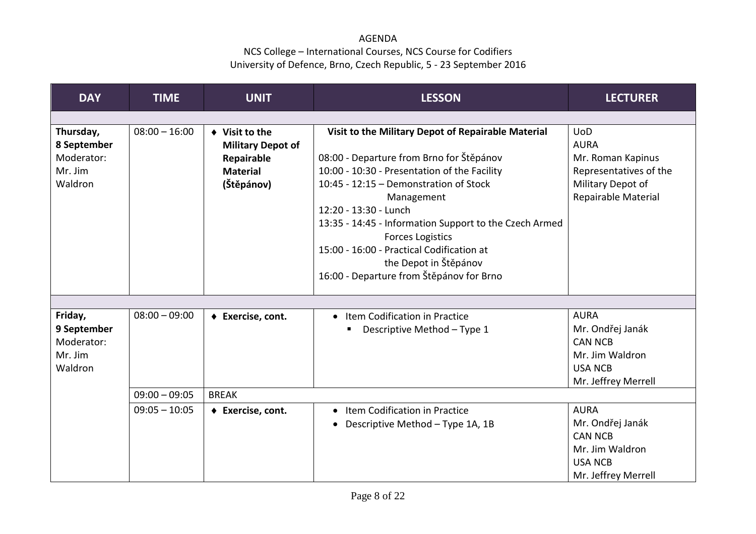AGENDA

NCS College – International Courses, NCS Course for Codifiers

University of Defence, Brno, Czech Republic, 5 - 23 September 2016

| DAY | TIME | UNIT | LESSON | LECTURER |
|---|---|---|---|---|
| | | | | |
| **Thursday, 8 September** Moderator: Mr. Jim Waldron | 08:00 – 16:00 | ♦ **Visit to the Military Depot of Repairable Material (Štěpánov)** | **Visit to the Military Depot of Repairable Material**<br><br>08:00 - Departure from Brno for Štěpánov<br>10:00 - 10:30 - Presentation of the Facility<br>10:45 - 12:15 – Demonstration of Stock Management<br>12:20 - 13:30 - Lunch<br>13:35 - 14:45 - Information Support to the Czech Armed Forces Logistics<br>15:00 - 16:00 - Practical Codification at the Depot in Štěpánov<br>16:00 - Departure from Štěpánov for Brno | UoD<br>AURA<br>Mr. Roman Kapinus<br>Representatives of the Military Depot of Repairable Material |
| | | | | |
| **Friday, 9 September** Moderator: Mr. Jim Waldron | 08:00 – 09:00 | ♦ **Exercise, cont.** | • Item Codification in Practice<br>▪ Descriptive Method – Type 1 | AURA<br>Mr. Ondřej Janák<br>CAN NCB<br>Mr. Jim Waldron<br>USA NCB<br>Mr. Jeffrey Merrell |
| | 09:00 – 09:05 | BREAK | | |
| | 09:05 – 10:05 | ♦ **Exercise, cont.** | • Item Codification in Practice<br>• Descriptive Method – Type 1A, 1B | AURA<br>Mr. Ondřej Janák<br>CAN NCB<br>Mr. Jim Waldron<br>USA NCB<br>Mr. Jeffrey Merrell |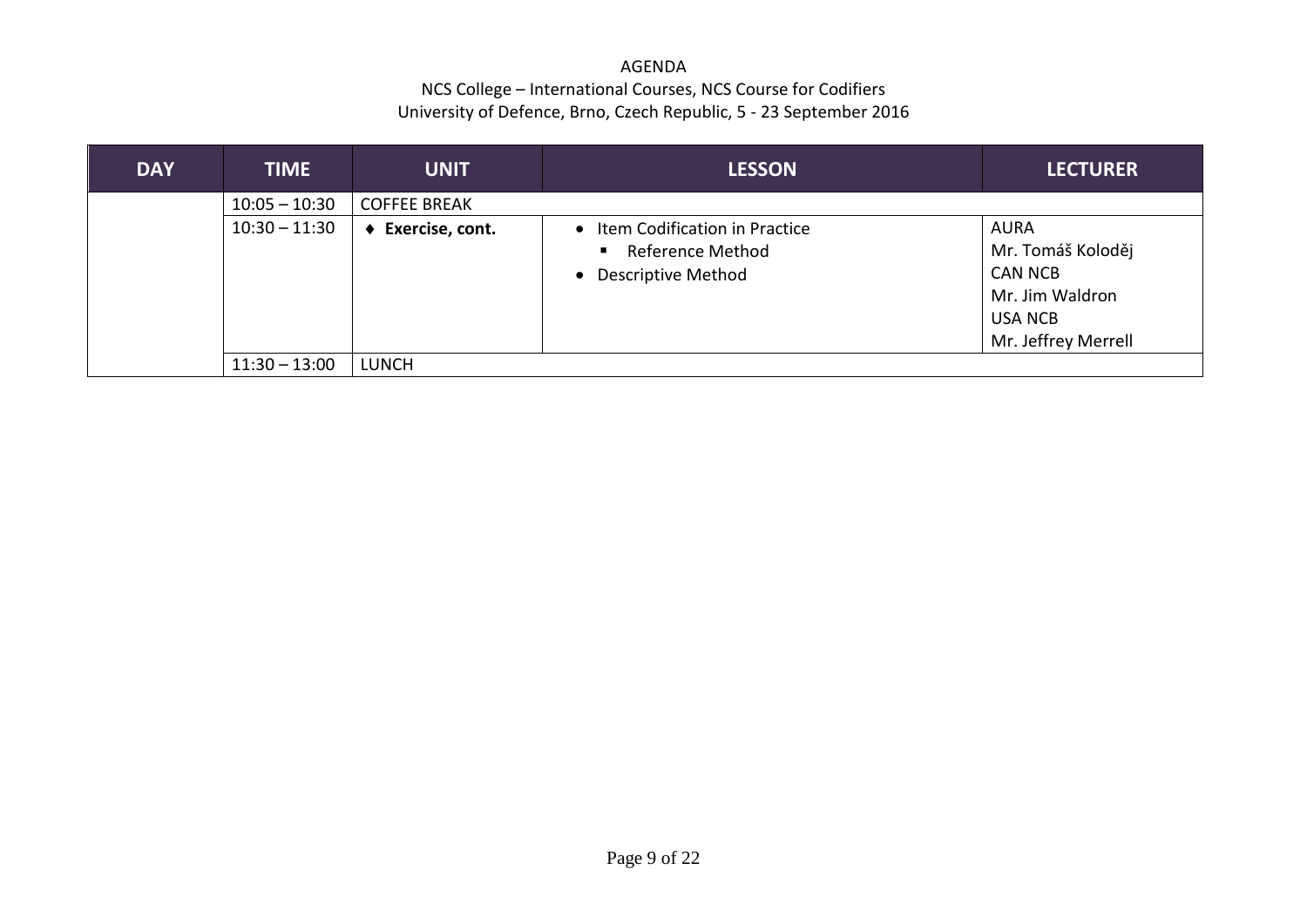AGENDA

NCS College – International Courses, NCS Course for Codifiers

University of Defence, Brno, Czech Republic, 5 - 23 September 2016

| DAY | TIME | UNIT | LESSON | LECTURER |
|---|---|---|---|---|
| | 10:05 – 10:30 | COFFEE BREAK | | |
| | 10:30 – 11:30 | ♦ **Exercise, cont.** | • Item Codification in Practice<br>▪ Reference Method<br>• Descriptive Method | AURA<br>Mr. Tomáš Koloděj<br>CAN NCB<br>Mr. Jim Waldron<br>USA NCB<br>Mr. Jeffrey Merrell |
| | 11:30 – 13:00 | LUNCH | | |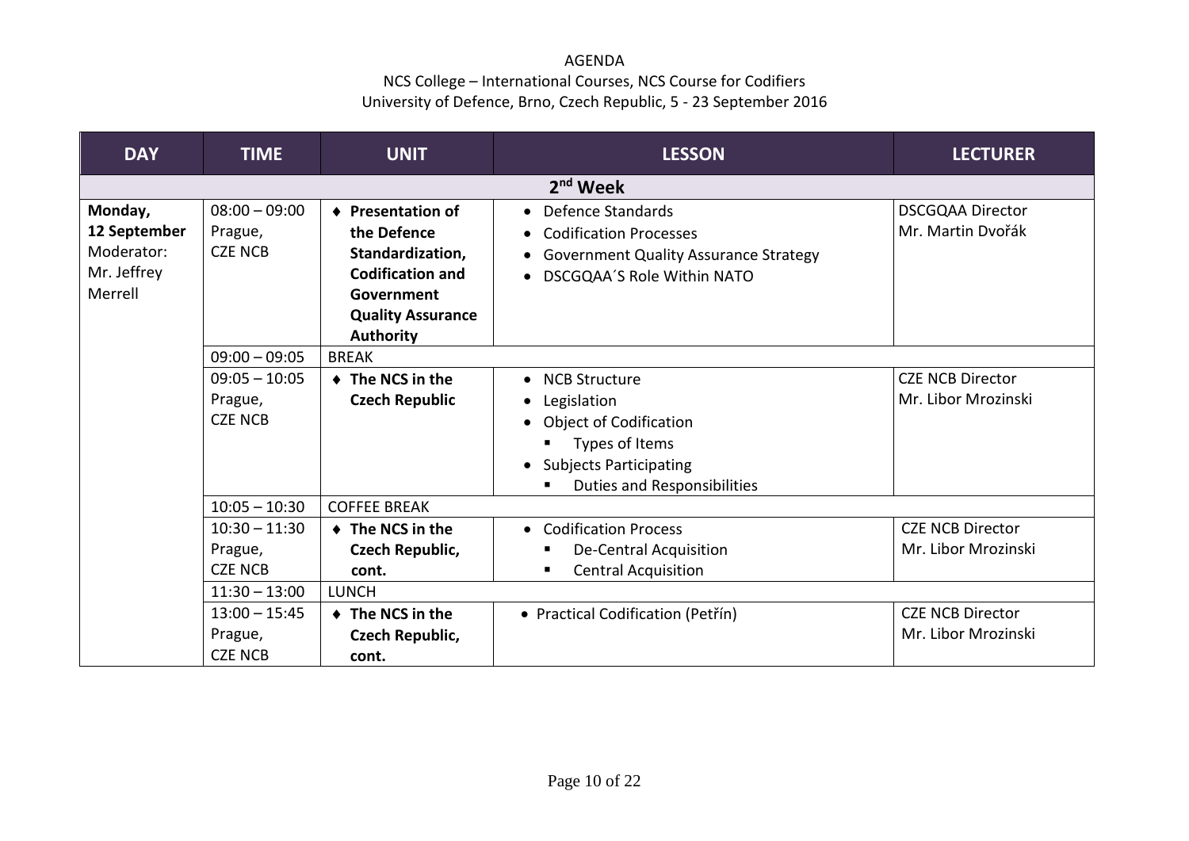AGENDA

NCS College – International Courses, NCS Course for Codifiers

University of Defence, Brno, Czech Republic, 5 - 23 September 2016

| DAY | TIME | UNIT | LESSON | LECTURER |
|---|---|---|---|---|
| | | **2nd Week** | | |
| **Monday, 12 September** Moderator: Mr. Jeffrey Merrell | 08:00 – 09:00 Prague, CZE NCB | ♦ **Presentation of the Defence Standardization, Codification and Government Quality Assurance Authority** | • Defence Standards<br>• Codification Processes<br>• Government Quality Assurance Strategy<br>• DSCGQAA´S Role Within NATO | DSCGQAA Director Mr. Martin Dvořák |
| | 09:00 – 09:05 | BREAK | | |
| | 09:05 – 10:05 Prague, CZE NCB | ♦ **The NCS in the Czech Republic** | • NCB Structure<br>• Legislation<br>• Object of Codification<br>  ▪ Types of Items<br>• Subjects Participating<br>  ▪ Duties and Responsibilities | CZE NCB Director Mr. Libor Mrozinski |
| | 10:05 – 10:30 | COFFEE BREAK | | |
| | 10:30 – 11:30 Prague, CZE NCB | ♦ **The NCS in the Czech Republic, cont.** | • Codification Process<br>  ▪ De-Central Acquisition<br>  ▪ Central Acquisition | CZE NCB Director Mr. Libor Mrozinski |
| | 11:30 – 13:00 | LUNCH | | |
| | 13:00 – 15:45 Prague, CZE NCB | ♦ **The NCS in the Czech Republic, cont.** | • Practical Codification (Petřín) | CZE NCB Director Mr. Libor Mrozinski |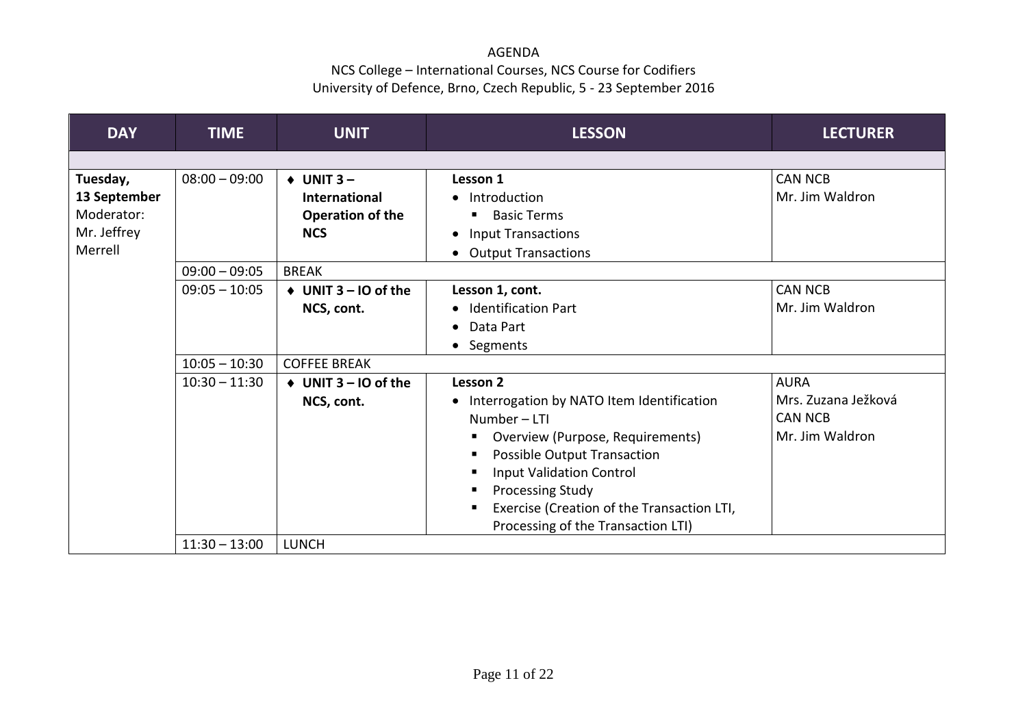AGENDA

NCS College – International Courses, NCS Course for Codifiers

University of Defence, Brno, Czech Republic, 5 - 23 September 2016

| DAY | TIME | UNIT | LESSON | LECTURER |
|---|---|---|---|---|
| | | | | |
| **Tuesday, 13 September** Moderator: Mr. Jeffrey Merrell | 08:00 – 09:00 | ♦ **UNIT 3 – International Operation of the NCS** | **Lesson 1**<br>• Introduction<br>  ▪ Basic Terms<br>• Input Transactions<br>• Output Transactions | CAN NCB<br>Mr. Jim Waldron |
| | 09:00 – 09:05 | BREAK | | |
| | 09:05 – 10:05 | ♦ **UNIT 3 – IO of the NCS, cont.** | **Lesson 1, cont.**<br>• Identification Part<br>• Data Part<br>• Segments | CAN NCB<br>Mr. Jim Waldron |
| | 10:05 – 10:30 | COFFEE BREAK | | |
| | 10:30 – 11:30 | ♦ **UNIT 3 – IO of the NCS, cont.** | **Lesson 2**<br>• Interrogation by NATO Item Identification Number – LTI<br>  ▪ Overview (Purpose, Requirements)<br>  ▪ Possible Output Transaction<br>  ▪ Input Validation Control<br>  ▪ Processing Study<br>  ▪ Exercise (Creation of the Transaction LTI, Processing of the Transaction LTI) | AURA<br>Mrs. Zuzana Ježková<br>CAN NCB<br>Mr. Jim Waldron |
| | 11:30 – 13:00 | LUNCH | | |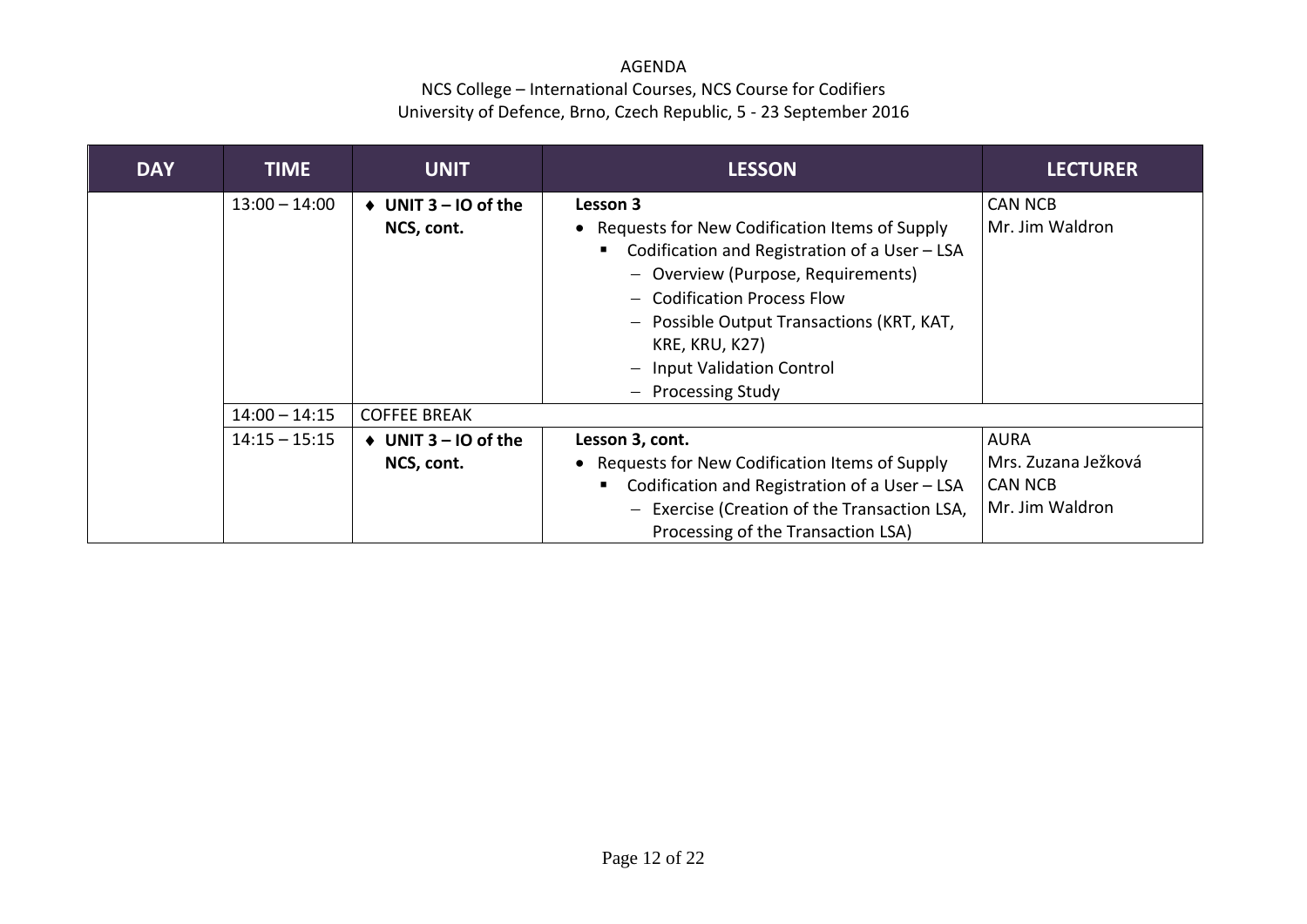AGENDA

NCS College – International Courses, NCS Course for Codifiers

University of Defence, Brno, Czech Republic, 5 - 23 September 2016

| DAY | TIME | UNIT | LESSON | LECTURER |
|---|---|---|---|---|
| | 13:00 – 14:00 | ♦ **UNIT 3 – IO of the NCS, cont.** | **Lesson 3**<br>• Requests for New Codification Items of Supply<br>▪ Codification and Registration of a User – LSA<br>– Overview (Purpose, Requirements)<br>– Codification Process Flow<br>– Possible Output Transactions (KRT, KAT, KRE, KRU, K27)<br>– Input Validation Control<br>– Processing Study | CAN NCB<br>Mr. Jim Waldron |
| | 14:00 – 14:15 | COFFEE BREAK | | |
| | 14:15 – 15:15 | ♦ **UNIT 3 – IO of the NCS, cont.** | **Lesson 3, cont.**<br>• Requests for New Codification Items of Supply<br>▪ Codification and Registration of a User – LSA<br>– Exercise (Creation of the Transaction LSA, Processing of the Transaction LSA) | AURA<br>Mrs. Zuzana Ježková<br>CAN NCB<br>Mr. Jim Waldron |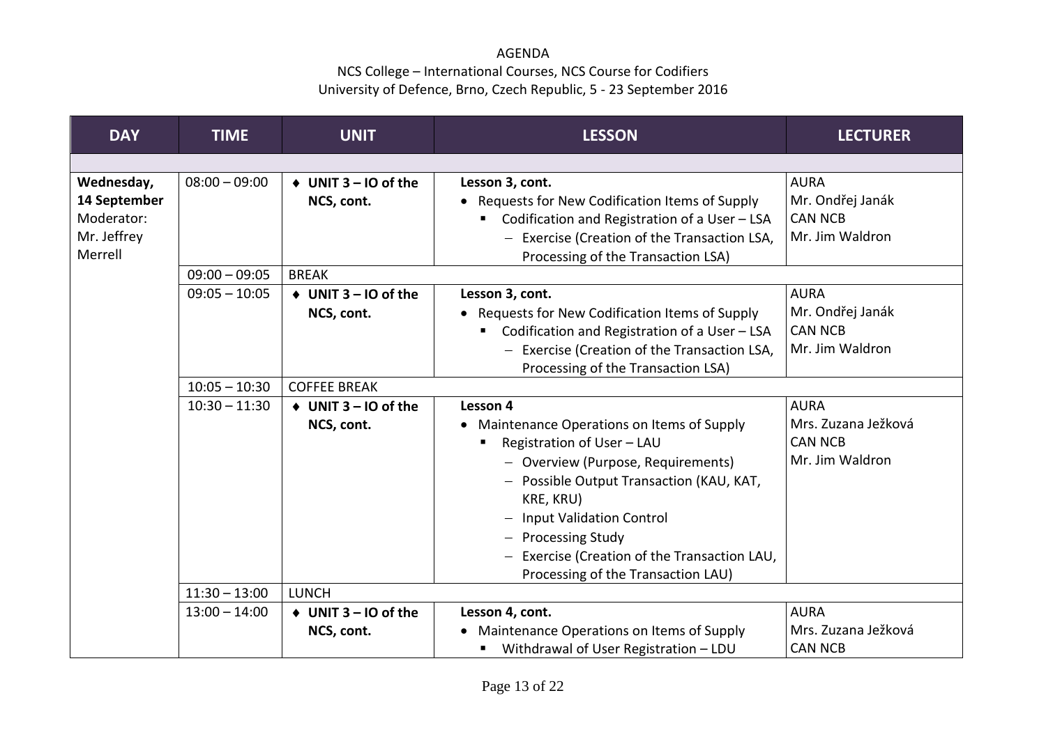AGENDA

NCS College – International Courses, NCS Course for Codifiers

University of Defence, Brno, Czech Republic, 5 - 23 September 2016

| DAY | TIME | UNIT | LESSON | LECTURER |
|---|---|---|---|---|
| | | | | |
| **Wednesday, 14 September**<br>Moderator:<br>Mr. Jeffrey Merrell | 08:00 – 09:00 | ♦ **UNIT 3 – IO of the NCS, cont.** | **Lesson 3, cont.**<br>• Requests for New Codification Items of Supply<br>▪ Codification and Registration of a User – LSA<br>– Exercise (Creation of the Transaction LSA, Processing of the Transaction LSA) | AURA<br>Mr. Ondřej Janák<br>CAN NCB<br>Mr. Jim Waldron |
| | 09:00 – 09:05 | BREAK | | |
| | 09:05 – 10:05 | ♦ **UNIT 3 – IO of the NCS, cont.** | **Lesson 3, cont.**<br>• Requests for New Codification Items of Supply<br>▪ Codification and Registration of a User – LSA<br>– Exercise (Creation of the Transaction LSA, Processing of the Transaction LSA) | AURA<br>Mr. Ondřej Janák<br>CAN NCB<br>Mr. Jim Waldron |
| | 10:05 – 10:30 | COFFEE BREAK | | |
| | 10:30 – 11:30 | ♦ **UNIT 3 – IO of the NCS, cont.** | **Lesson 4**<br>• Maintenance Operations on Items of Supply<br>▪ Registration of User – LAU<br>– Overview (Purpose, Requirements)<br>– Possible Output Transaction (KAU, KAT, KRE, KRU)<br>– Input Validation Control<br>– Processing Study<br>– Exercise (Creation of the Transaction LAU, Processing of the Transaction LAU) | AURA<br>Mrs. Zuzana Ježková<br>CAN NCB<br>Mr. Jim Waldron |
| | 11:30 – 13:00 | LUNCH | | |
| | 13:00 – 14:00 | ♦ **UNIT 3 – IO of the NCS, cont.** | **Lesson 4, cont.**<br>• Maintenance Operations on Items of Supply<br>▪ Withdrawal of User Registration – LDU | AURA<br>Mrs. Zuzana Ježková<br>CAN NCB |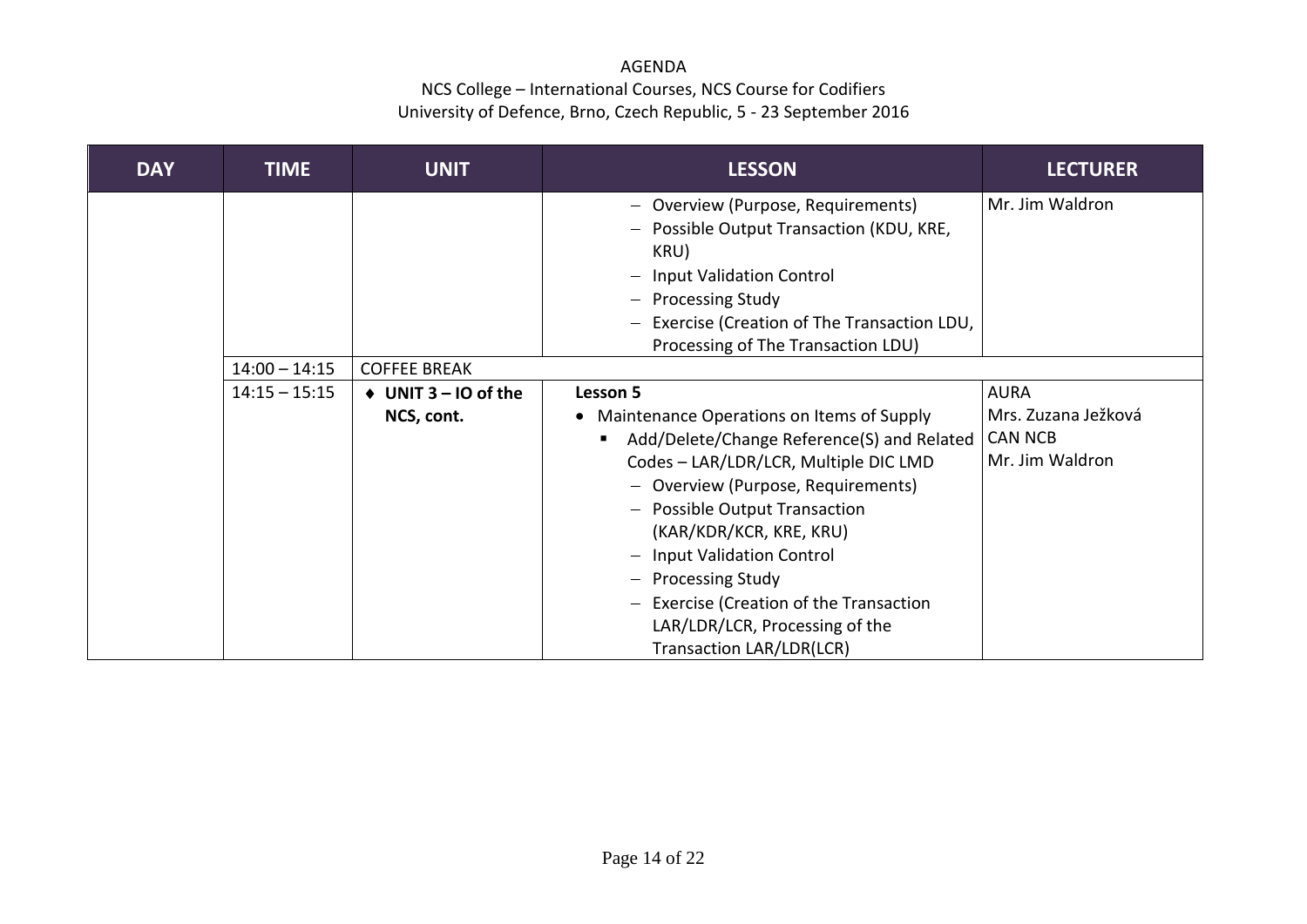AGENDA

NCS College – International Courses, NCS Course for Codifiers

University of Defence, Brno, Czech Republic, 5 - 23 September 2016

| DAY | TIME | UNIT | LESSON | LECTURER |
|---|---|---|---|---|
| | | | – Overview (Purpose, Requirements)<br>– Possible Output Transaction (KDU, KRE, KRU)<br>– Input Validation Control<br>– Processing Study<br>– Exercise (Creation of The Transaction LDU, Processing of The Transaction LDU) | Mr. Jim Waldron |
| | 14:00 – 14:15 | COFFEE BREAK | | |
| | 14:15 – 15:15 | ♦ **UNIT 3 – IO of the NCS, cont.** | **Lesson 5**<br>• Maintenance Operations on Items of Supply<br>▪ Add/Delete/Change Reference(S) and Related Codes – LAR/LDR/LCR, Multiple DIC LMD<br>– Overview (Purpose, Requirements)<br>– Possible Output Transaction (KAR/KDR/KCR, KRE, KRU)<br>– Input Validation Control<br>– Processing Study<br>– Exercise (Creation of the Transaction LAR/LDR/LCR, Processing of the Transaction LAR/LDR(LCR) | AURA<br>Mrs. Zuzana Ježková<br>CAN NCB<br>Mr. Jim Waldron |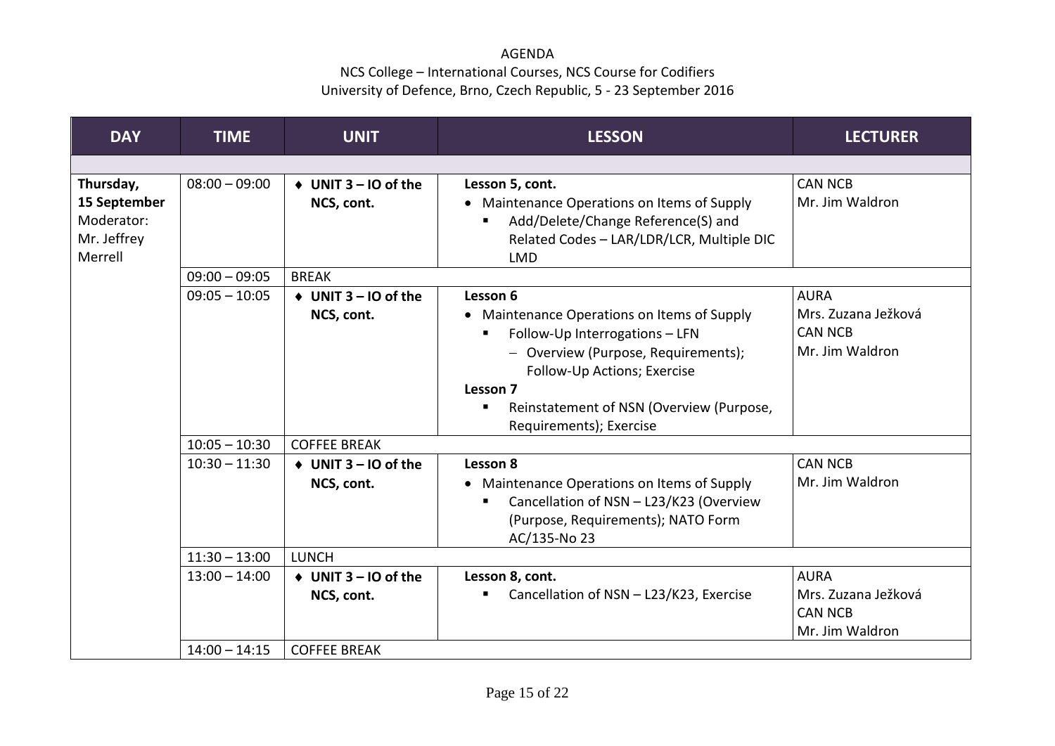AGENDA

NCS College – International Courses, NCS Course for Codifiers

University of Defence, Brno, Czech Republic, 5 - 23 September 2016

| DAY | TIME | UNIT | LESSON | LECTURER |
|---|---|---|---|---|
| | | | | |
| **Thursday, 15 September** Moderator: Mr. Jeffrey Merrell | 08:00 – 09:00 | ♦ **UNIT 3 – IO of the NCS, cont.** | **Lesson 5, cont.**<br>• Maintenance Operations on Items of Supply<br>▪ Add/Delete/Change Reference(S) and Related Codes – LAR/LDR/LCR, Multiple DIC LMD | CAN NCB<br>Mr. Jim Waldron |
| | 09:00 – 09:05 | BREAK | | |
| | 09:05 – 10:05 | ♦ **UNIT 3 – IO of the NCS, cont.** | **Lesson 6**<br>• Maintenance Operations on Items of Supply<br>▪ Follow-Up Interrogations – LFN<br>– Overview (Purpose, Requirements); Follow-Up Actions; Exercise<br>**Lesson 7**<br>▪ Reinstatement of NSN (Overview (Purpose, Requirements); Exercise | AURA<br>Mrs. Zuzana Ježková<br>CAN NCB<br>Mr. Jim Waldron |
| | 10:05 – 10:30 | COFFEE BREAK | | |
| | 10:30 – 11:30 | ♦ **UNIT 3 – IO of the NCS, cont.** | **Lesson 8**<br>• Maintenance Operations on Items of Supply<br>▪ Cancellation of NSN – L23/K23 (Overview (Purpose, Requirements); NATO Form AC/135-No 23 | CAN NCB<br>Mr. Jim Waldron |
| | 11:30 – 13:00 | LUNCH | | |
| | 13:00 – 14:00 | ♦ **UNIT 3 – IO of the NCS, cont.** | **Lesson 8, cont.**<br>▪ Cancellation of NSN – L23/K23, Exercise | AURA<br>Mrs. Zuzana Ježková<br>CAN NCB<br>Mr. Jim Waldron |
| | 14:00 – 14:15 | COFFEE BREAK | | |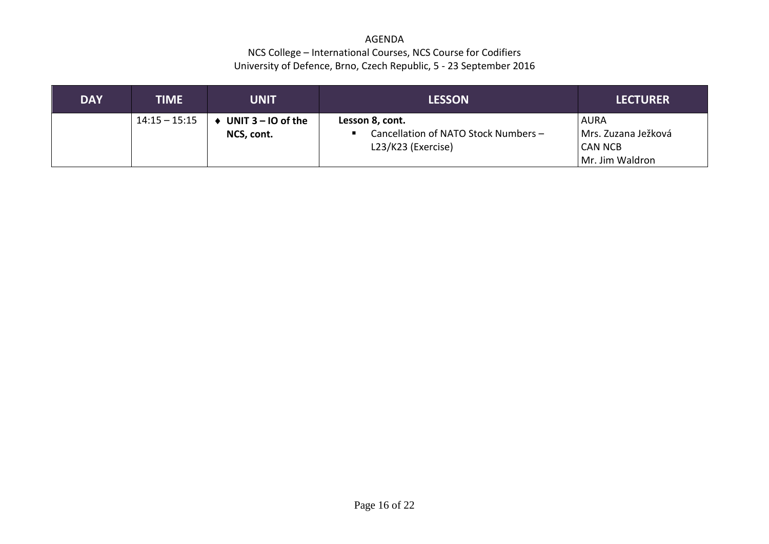AGENDA
NCS College – International Courses, NCS Course for Codifiers
University of Defence, Brno, Czech Republic, 5 - 23 September 2016

| DAY | TIME | UNIT | LESSON | LECTURER |
| --- | --- | --- | --- | --- |
| | 14:15 – 15:15 | ♦ **UNIT 3 – IO of the NCS, cont.** | **Lesson 8, cont.**<br>▪ Cancellation of NATO Stock Numbers – L23/K23 (Exercise) | AURA<br>Mrs. Zuzana Ježková<br>CAN NCB<br>Mr. Jim Waldron |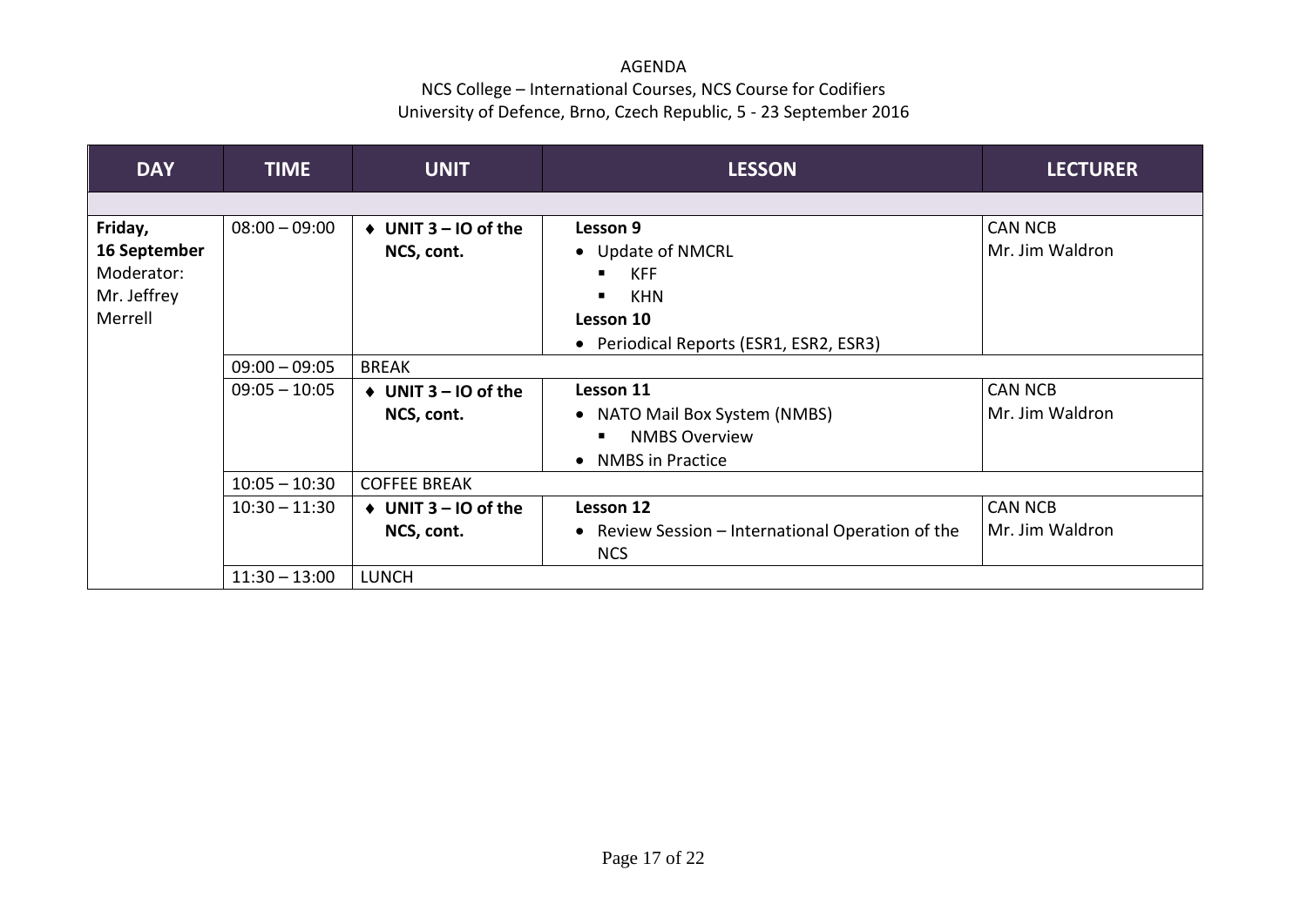AGENDA

NCS College – International Courses, NCS Course for Codifiers

University of Defence, Brno, Czech Republic, 5 - 23 September 2016

| DAY | TIME | UNIT | LESSON | LECTURER |
|---|---|---|---|---|
| | | | | |
| **Friday, 16 September** Moderator: Mr. Jeffrey Merrell | 08:00 – 09:00 | ♦ **UNIT 3 – IO of the NCS, cont.** | **Lesson 9** • Update of NMCRL ▪ KFF ▪ KHN **Lesson 10** • Periodical Reports (ESR1, ESR2, ESR3) | CAN NCB Mr. Jim Waldron |
| | 09:00 – 09:05 | BREAK | | |
| | 09:05 – 10:05 | ♦ **UNIT 3 – IO of the NCS, cont.** | **Lesson 11** • NATO Mail Box System (NMBS) ▪ NMBS Overview • NMBS in Practice | CAN NCB Mr. Jim Waldron |
| | 10:05 – 10:30 | COFFEE BREAK | | |
| | 10:30 – 11:30 | ♦ **UNIT 3 – IO of the NCS, cont.** | **Lesson 12** • Review Session – International Operation of the NCS | CAN NCB Mr. Jim Waldron |
| | 11:30 – 13:00 | LUNCH | | |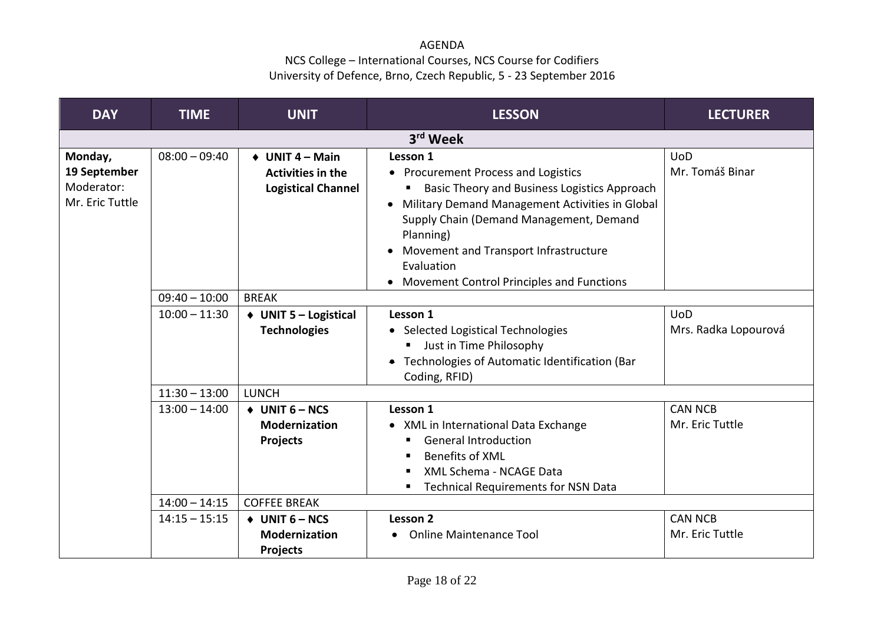AGENDA

NCS College – International Courses, NCS Course for Codifiers

University of Defence, Brno, Czech Republic, 5 - 23 September 2016

| DAY | TIME | UNIT | LESSON | LECTURER |
|---|---|---|---|---|
| **3rd Week** | | | | |
| **Monday, 19 September** Moderator: Mr. Eric Tuttle | 08:00 – 09:40 | ♦ **UNIT 4 – Main Activities in the Logistical Channel** | **Lesson 1**<br>• Procurement Process and Logistics<br>▪ Basic Theory and Business Logistics Approach<br>• Military Demand Management Activities in Global Supply Chain (Demand Management, Demand Planning)<br>• Movement and Transport Infrastructure Evaluation<br>• Movement Control Principles and Functions | UoD<br>Mr. Tomáš Binar |
| | 09:40 – 10:00 | BREAK | | |
| | 10:00 – 11:30 | ♦ **UNIT 5 – Logistical Technologies** | **Lesson 1**<br>• Selected Logistical Technologies<br>▪ Just in Time Philosophy<br>• Technologies of Automatic Identification (Bar Coding, RFID) | UoD<br>Mrs. Radka Lopourová |
| | 11:30 – 13:00 | LUNCH | | |
| | 13:00 – 14:00 | ♦ **UNIT 6 – NCS Modernization Projects** | **Lesson 1**<br>• XML in International Data Exchange<br>▪ General Introduction<br>▪ Benefits of XML<br>▪ XML Schema - NCAGE Data<br>▪ Technical Requirements for NSN Data | CAN NCB<br>Mr. Eric Tuttle |
| | 14:00 – 14:15 | COFFEE BREAK | | |
| | 14:15 – 15:15 | ♦ **UNIT 6 – NCS Modernization Projects** | **Lesson 2**<br>• Online Maintenance Tool | CAN NCB<br>Mr. Eric Tuttle |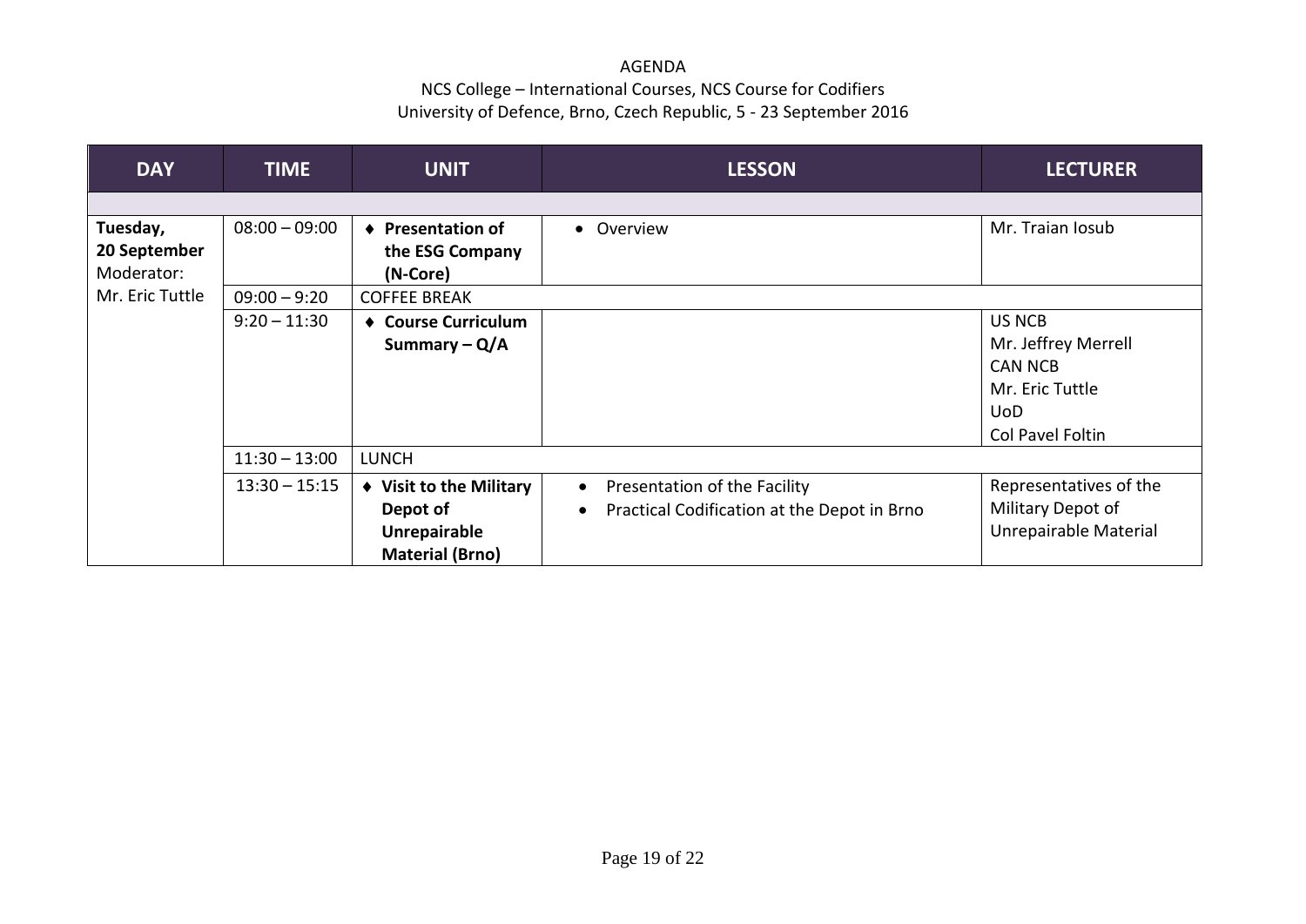AGENDA

NCS College – International Courses, NCS Course for Codifiers

University of Defence, Brno, Czech Republic, 5 - 23 September 2016

| DAY | TIME | UNIT | LESSON | LECTURER |
|---|---|---|---|---|
| | | | | |
| **Tuesday, 20 September** Moderator: Mr. Eric Tuttle | 08:00 – 09:00 | ♦ **Presentation of the ESG Company (N-Core)** | • Overview | Mr. Traian Iosub |
| | 09:00 – 9:20 | COFFEE BREAK | | |
| | 9:20 – 11:30 | ♦ **Course Curriculum Summary – Q/A** | | US NCB<br>Mr. Jeffrey Merrell<br>CAN NCB<br>Mr. Eric Tuttle<br>UoD<br>Col Pavel Foltin |
| | 11:30 – 13:00 | LUNCH | | |
| | 13:30 – 15:15 | ♦ **Visit to the Military Depot of Unrepairable Material (Brno)** | • Presentation of the Facility<br>• Practical Codification at the Depot in Brno | Representatives of the Military Depot of Unrepairable Material |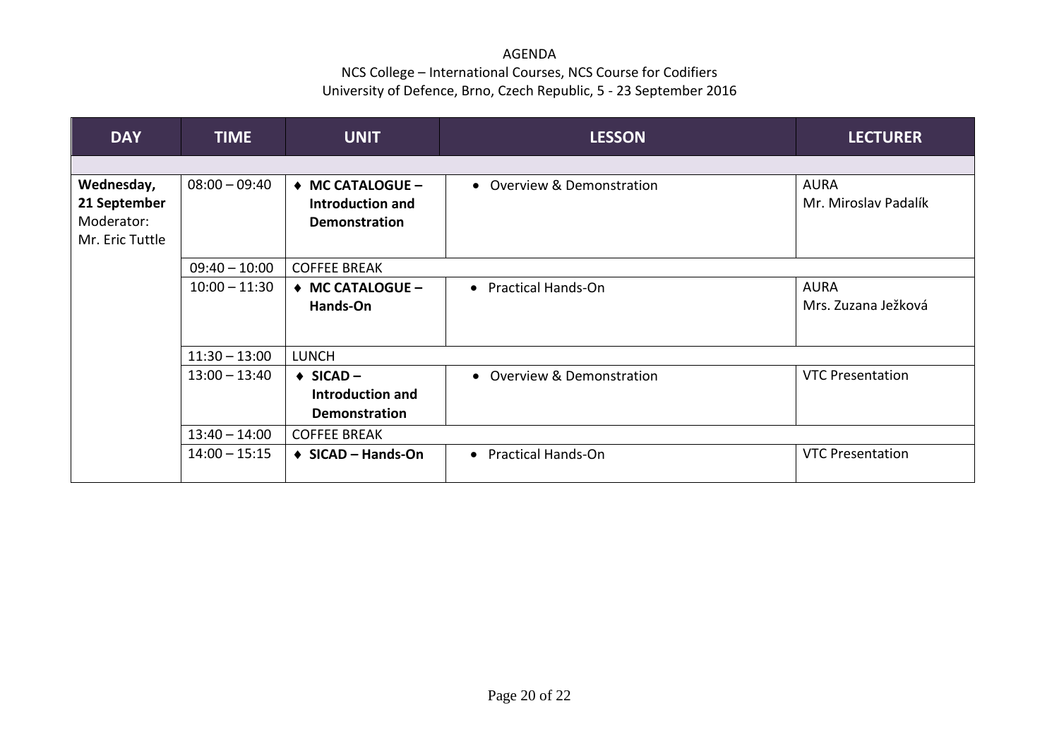AGENDA

NCS College – International Courses, NCS Course for Codifiers

University of Defence, Brno, Czech Republic, 5 - 23 September 2016

| DAY | TIME | UNIT | LESSON | LECTURER |
|---|---|---|---|---|
| | | | | |
| **Wednesday, 21 September** Moderator: Mr. Eric Tuttle | 08:00 – 09:40 | ♦ **MC CATALOGUE – Introduction and Demonstration** | • Overview & Demonstration | AURA Mr. Miroslav Padalík |
| | 09:40 – 10:00 | COFFEE BREAK | | |
| | 10:00 – 11:30 | ♦ **MC CATALOGUE – Hands-On** | • Practical Hands-On | AURA Mrs. Zuzana Ježková |
| | 11:30 – 13:00 | LUNCH | | |
| | 13:00 – 13:40 | ♦ **SICAD – Introduction and Demonstration** | • Overview & Demonstration | VTC Presentation |
| | 13:40 – 14:00 | COFFEE BREAK | | |
| | 14:00 – 15:15 | ♦ **SICAD – Hands-On** | • Practical Hands-On | VTC Presentation |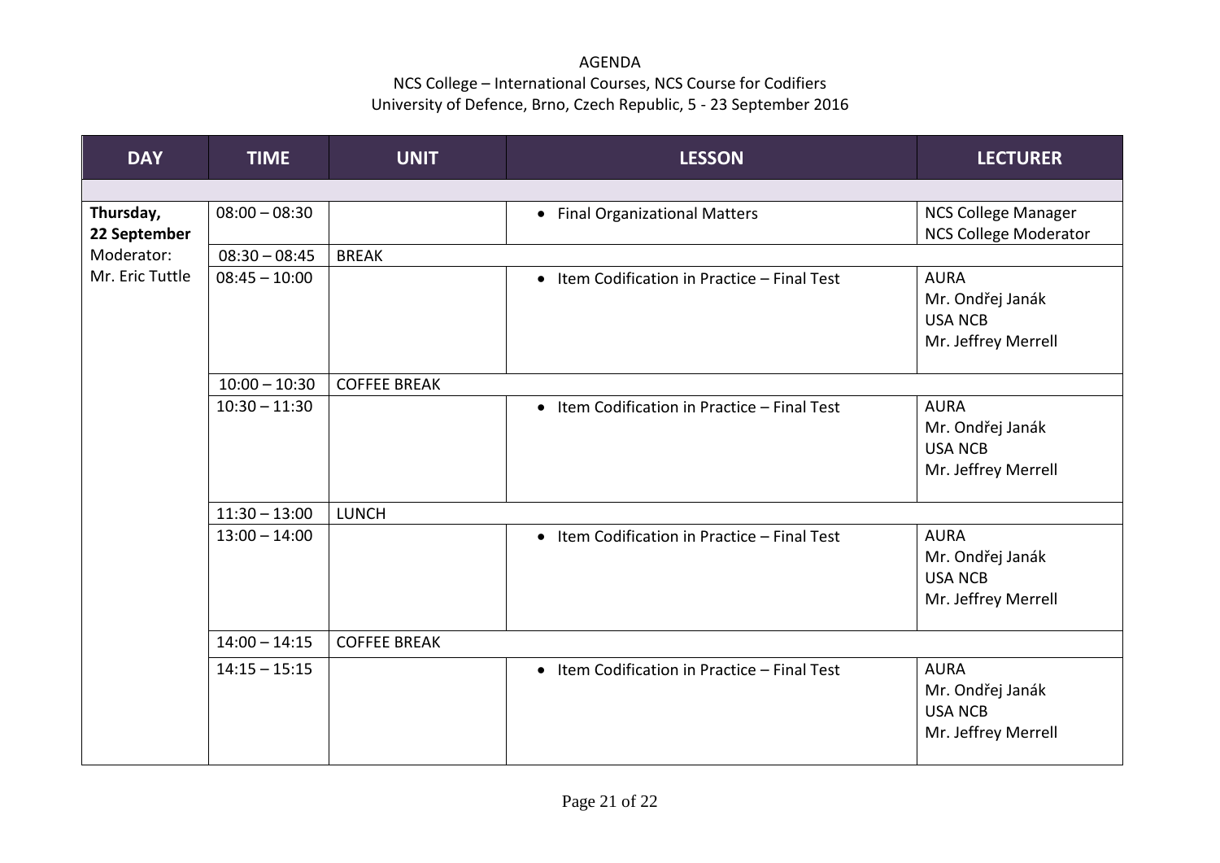AGENDA
NCS College – International Courses, NCS Course for Codifiers
University of Defence, Brno, Czech Republic, 5 - 23 September 2016

| DAY | TIME | UNIT | LESSON | LECTURER |
|---|---|---|---|---|
| | | | | |
| **Thursday, 22 September** Moderator: Mr. Eric Tuttle | 08:00 – 08:30 | | • Final Organizational Matters | NCS College Manager<br>NCS College Moderator |
| | 08:30 – 08:45 | BREAK | | |
| | 08:45 – 10:00 | | • Item Codification in Practice – Final Test | AURA<br>Mr. Ondřej Janák<br>USA NCB<br>Mr. Jeffrey Merrell |
| | 10:00 – 10:30 | COFFEE BREAK | | |
| | 10:30 – 11:30 | | • Item Codification in Practice – Final Test | AURA<br>Mr. Ondřej Janák<br>USA NCB<br>Mr. Jeffrey Merrell |
| | 11:30 – 13:00 | LUNCH | | |
| | 13:00 – 14:00 | | • Item Codification in Practice – Final Test | AURA<br>Mr. Ondřej Janák<br>USA NCB<br>Mr. Jeffrey Merrell |
| | 14:00 – 14:15 | COFFEE BREAK | | |
| | 14:15 – 15:15 | | • Item Codification in Practice – Final Test | AURA<br>Mr. Ondřej Janák<br>USA NCB<br>Mr. Jeffrey Merrell |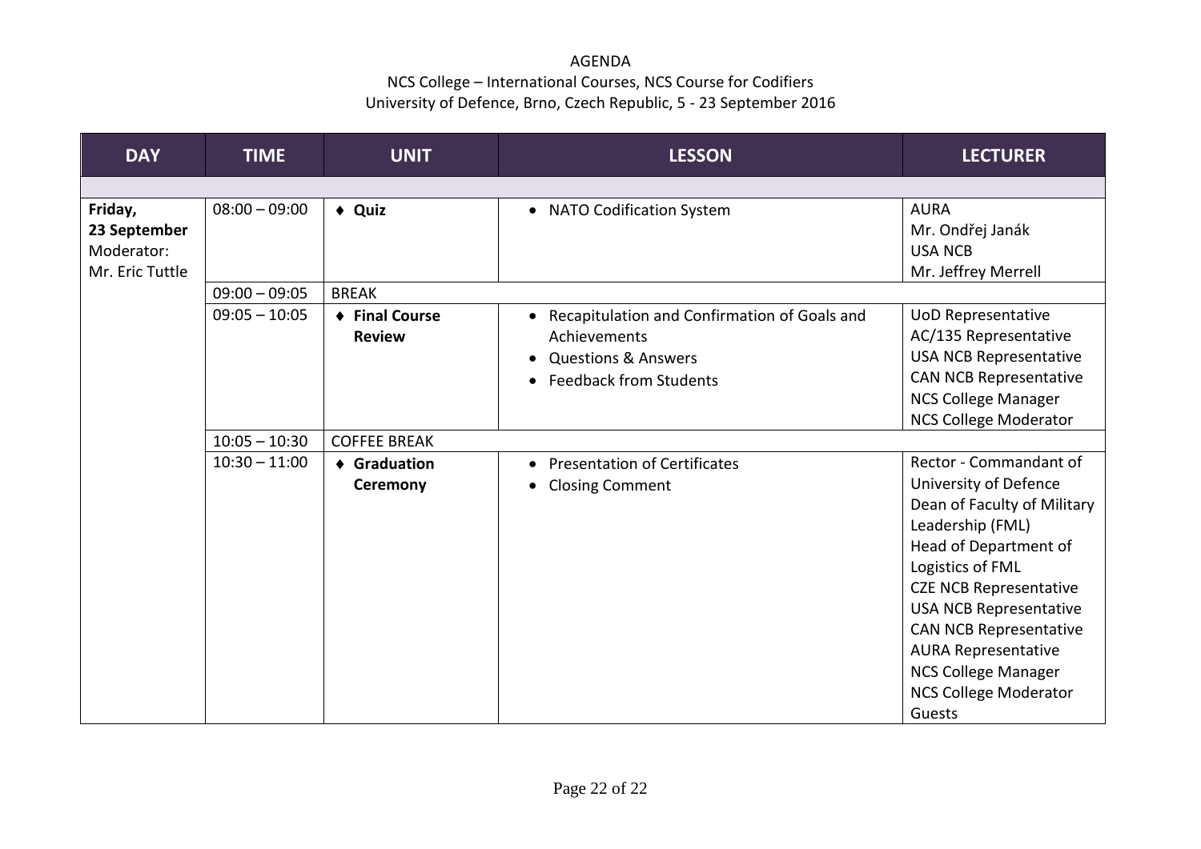AGENDA
NCS College – International Courses, NCS Course for Codifiers
University of Defence, Brno, Czech Republic, 5 - 23 September 2016

| DAY | TIME | UNIT | LESSON | LECTURER |
|---|---|---|---|---|
| | | | | |
| **Friday, 23 September** Moderator: Mr. Eric Tuttle | 08:00 – 09:00 | ♦ **Quiz** | • NATO Codification System | AURA<br>Mr. Ondřej Janák<br>USA NCB<br>Mr. Jeffrey Merrell |
| | 09:00 – 09:05 | BREAK | | |
| | 09:05 – 10:05 | ♦ **Final Course Review** | • Recapitulation and Confirmation of Goals and Achievements<br>• Questions & Answers<br>• Feedback from Students | UoD Representative<br>AC/135 Representative<br>USA NCB Representative<br>CAN NCB Representative<br>NCS College Manager<br>NCS College Moderator |
| | 10:05 – 10:30 | COFFEE BREAK | | |
| | 10:30 – 11:00 | ♦ **Graduation Ceremony** | • Presentation of Certificates<br>• Closing Comment | Rector - Commandant of University of Defence<br>Dean of Faculty of Military Leadership (FML)<br>Head of Department of Logistics of FML<br>CZE NCB Representative<br>USA NCB Representative<br>CAN NCB Representative<br>AURA Representative<br>NCS College Manager<br>NCS College Moderator<br>Guests |